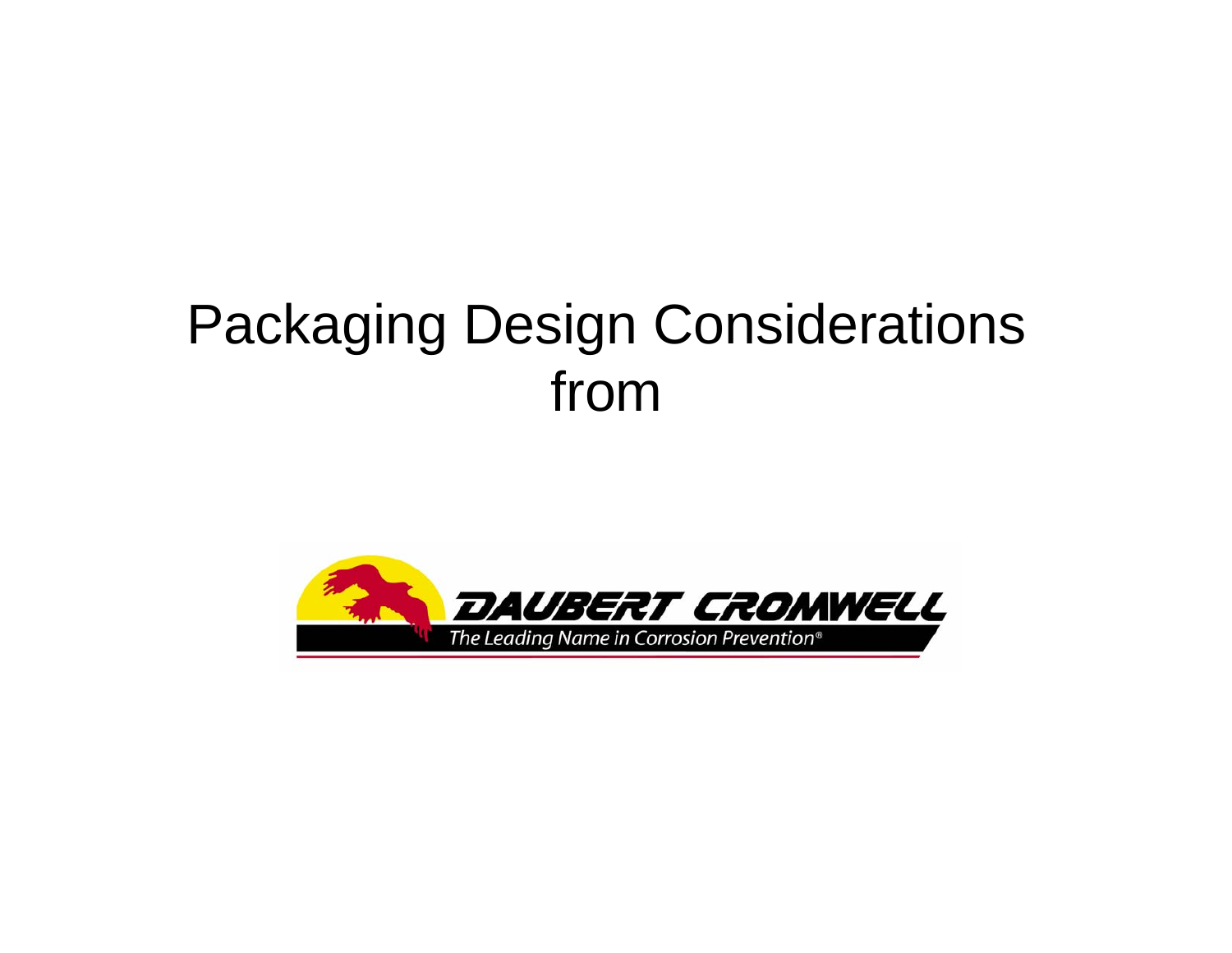# Packaging Design Considerations from

DAUBERT CROMWELL

The Leading Name in Corrosion Prevention®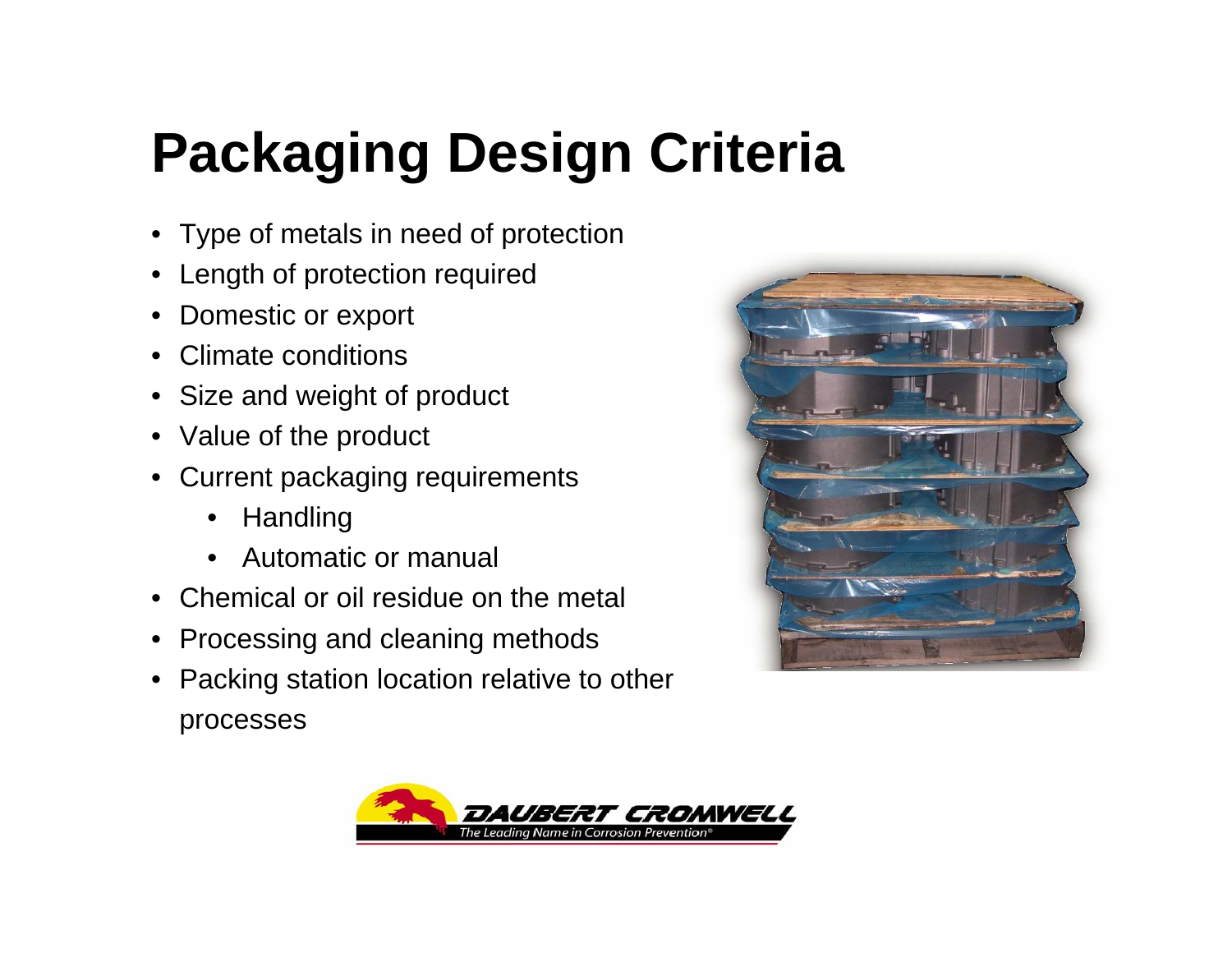# Packaging Design Criteria

- Type of metals in need of protection
- Length of protection required
- Domestic or export
- Climate conditions
- Size and weight of product
- Value of the product
- Current packaging requirements
  - Handling
  - Automatic or manual
- Chemical or oil residue on the metal
- Processing and cleaning methods
- Packing station location relative to other processes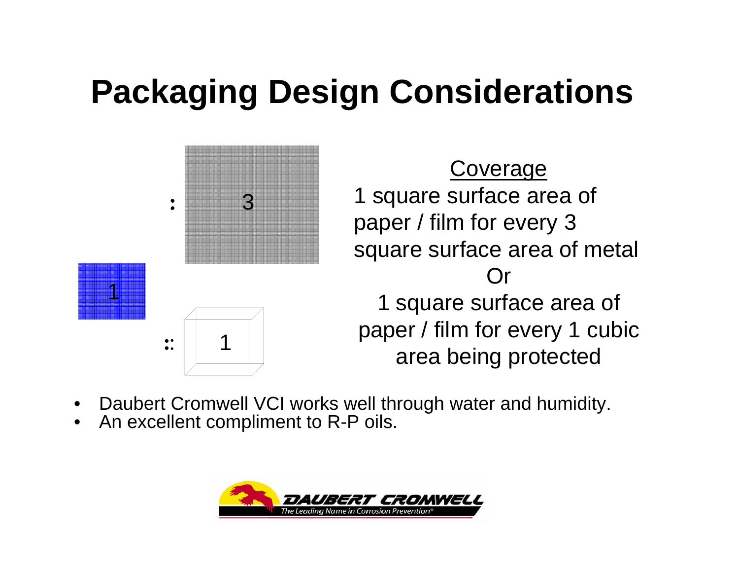# Packaging Design Considerations

1 : 3

1 :: 1

<u>Coverage</u>

1 square surface area of paper / film for every 3 square surface area of metal

Or

1 square surface area of paper / film for every 1 cubic area being protected

- Daubert Cromwell VCI works well through water and humidity.
- An excellent compliment to R-P oils.

DAUBERT CROMWELL
The Leading Name in Corrosion Prevention®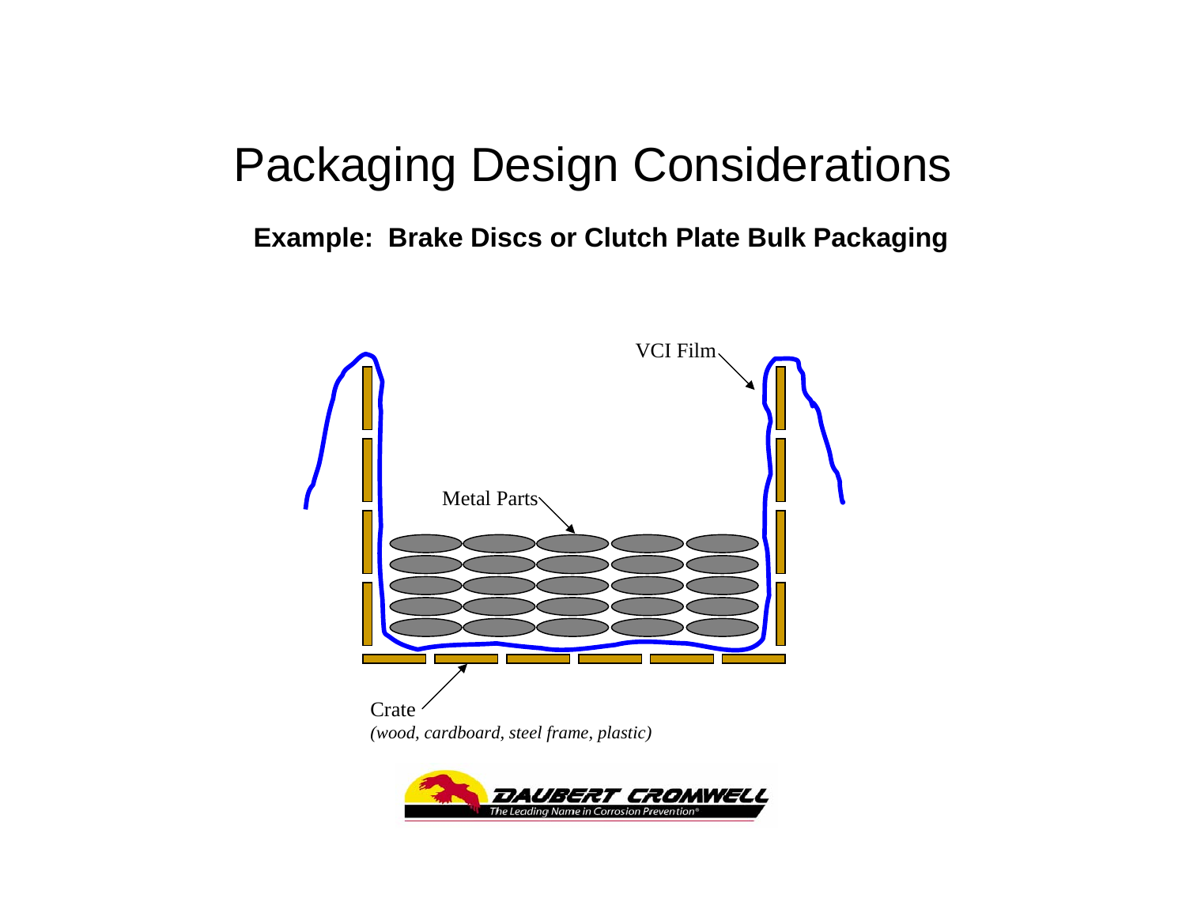# Packaging Design Considerations

**Example: Brake Discs or Clutch Plate Bulk Packaging**

VCI Film

Metal Parts

Crate

*(wood, cardboard, steel frame, plastic)*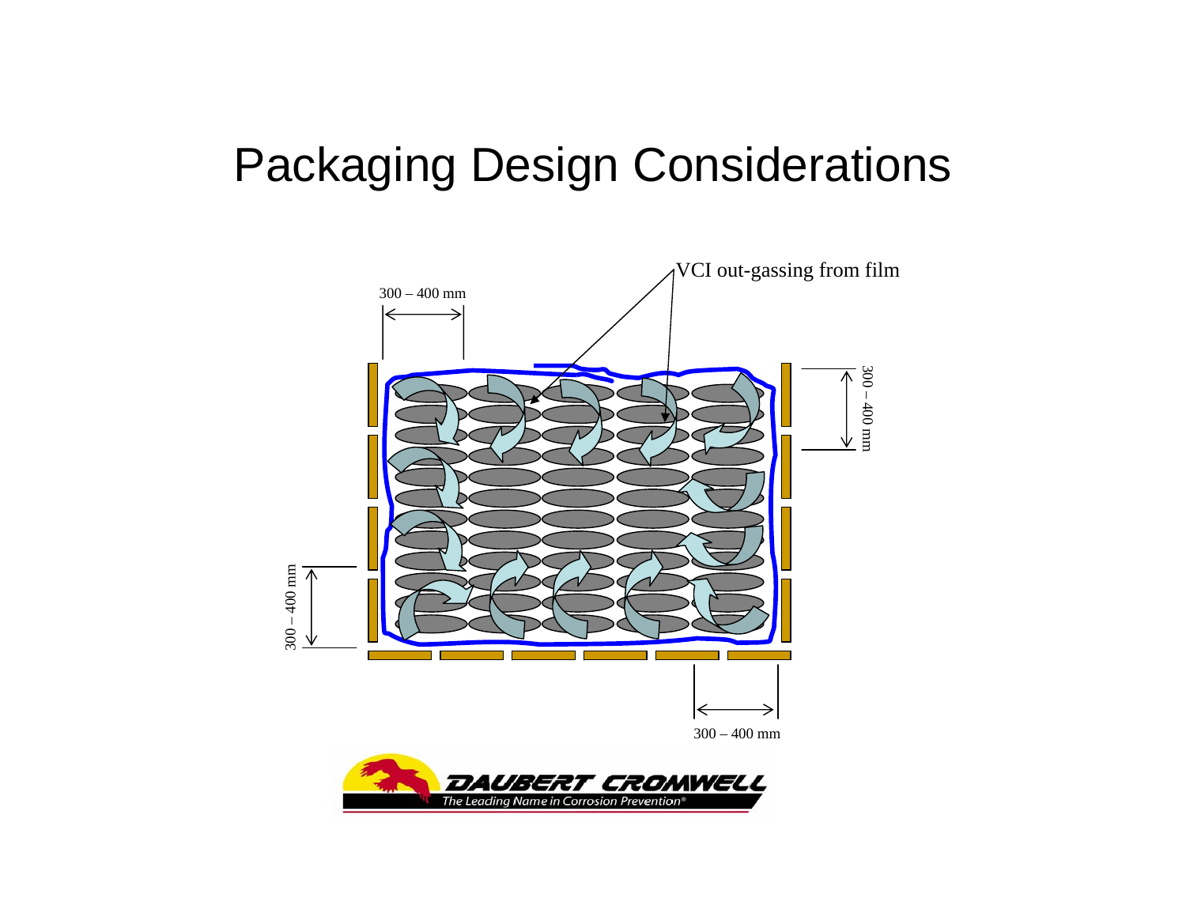# Packaging Design Considerations

VCI out-gassing from film

300 – 400 mm

300 – 400 mm

300 – 400 mm

300 – 400 mm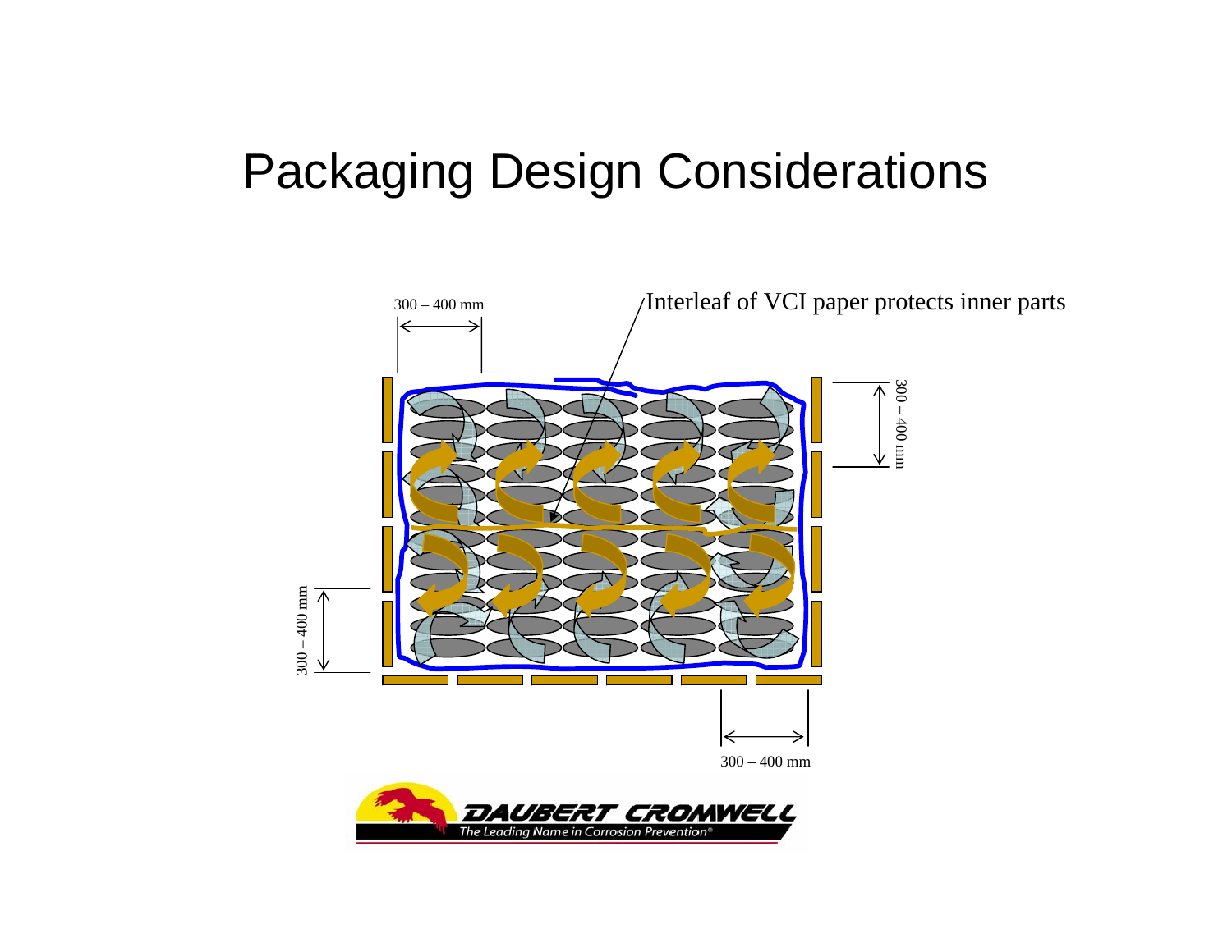# Packaging Design Considerations

300 – 400 mm

Interleaf of VCI paper protects inner parts

300 – 400 mm

300 – 400 mm

300 – 400 mm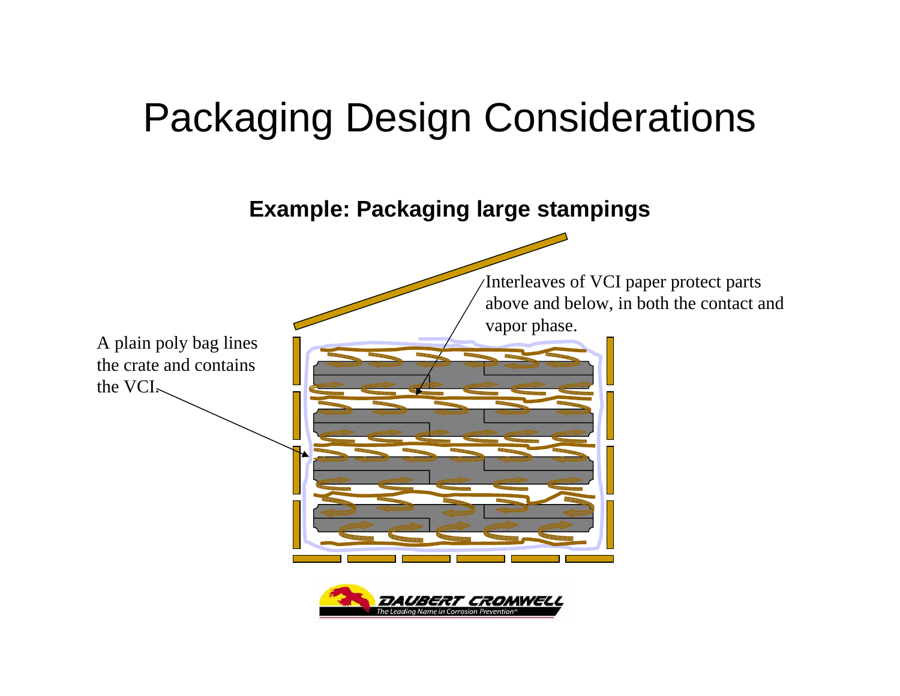# Packaging Design Considerations

**Example: Packaging large stampings**

Interleaves of VCI paper protect parts above and below, in both the contact and vapor phase.

A plain poly bag lines the crate and contains the VCI.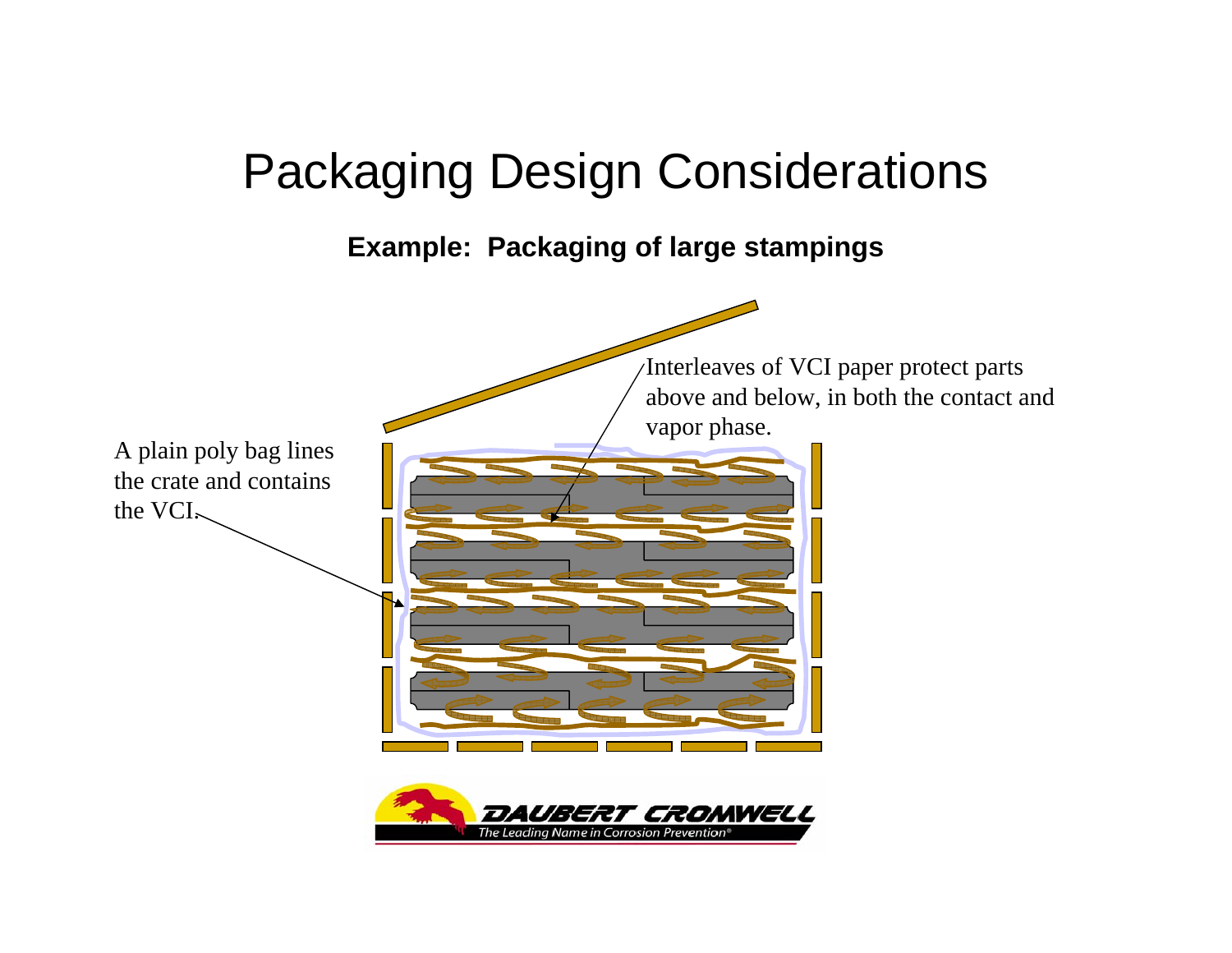# Packaging Design Considerations

**Example: Packaging of large stampings**

Interleaves of VCI paper protect parts above and below, in both the contact and vapor phase.

A plain poly bag lines the crate and contains the VCI.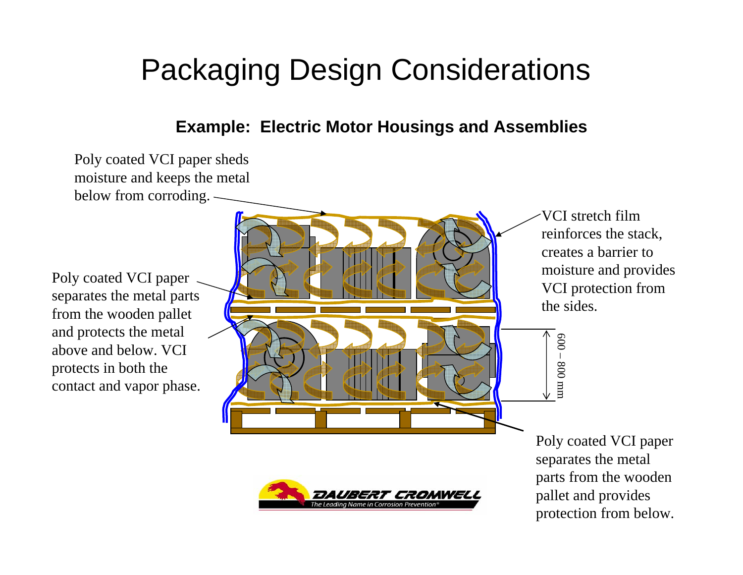# Packaging Design Considerations

**Example: Electric Motor Housings and Assemblies**

Poly coated VCI paper sheds moisture and keeps the metal below from corroding.

VCI stretch film reinforces the stack, creates a barrier to moisture and provides VCI protection from the sides.

Poly coated VCI paper separates the metal parts from the wooden pallet and protects the metal above and below. VCI protects in both the contact and vapor phase.

600 – 800 mm

Poly coated VCI paper separates the metal parts from the wooden pallet and provides protection from below.

DAUBERT CROMWELL
The Leading Name in Corrosion Prevention®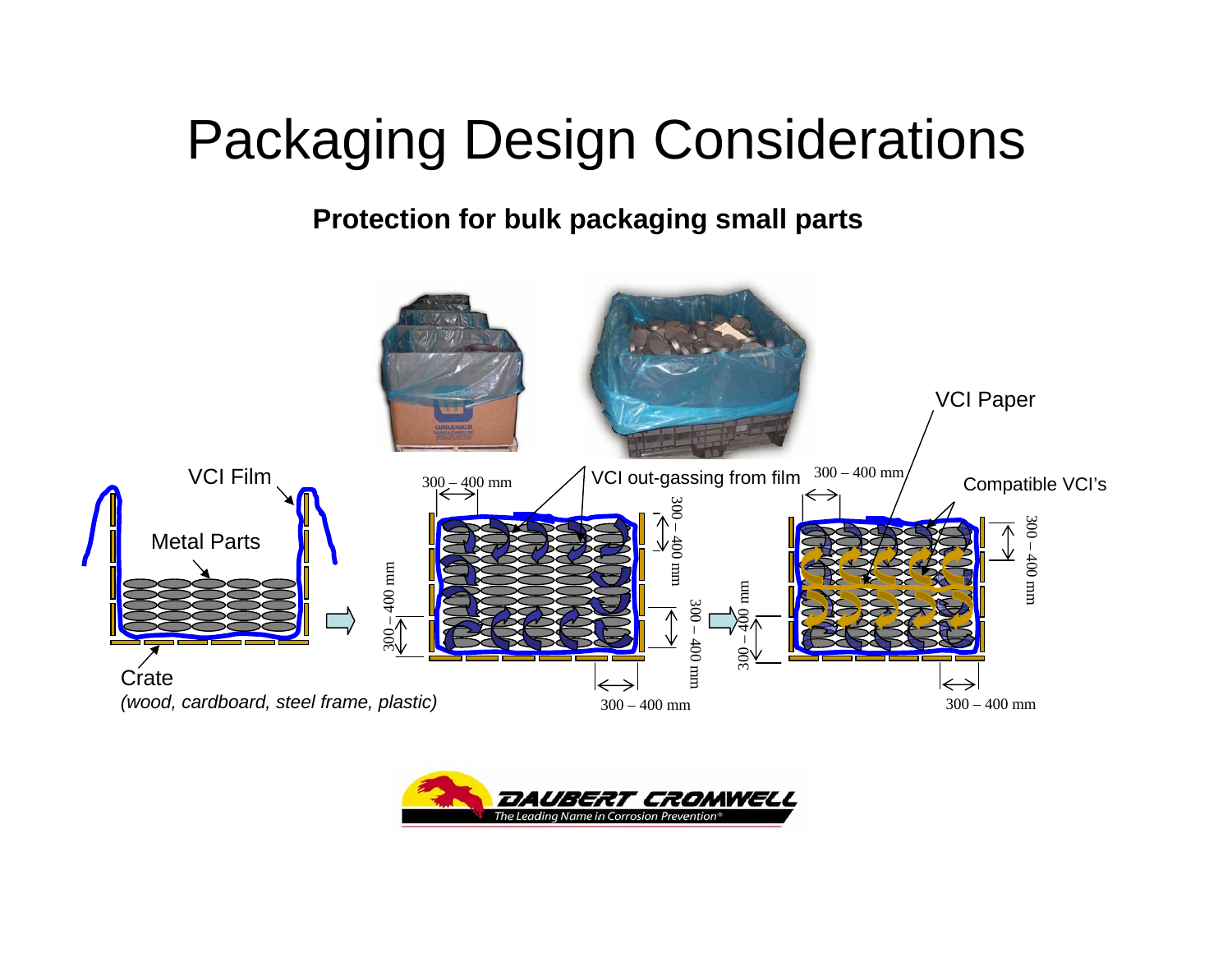# Packaging Design Considerations

**Protection for bulk packaging small parts**

VCI Film

Metal Parts

Crate

*(wood, cardboard, steel frame, plastic)*

300 – 400 mm

VCI out-gassing from film

300 – 400 mm

VCI Paper

Compatible VCI's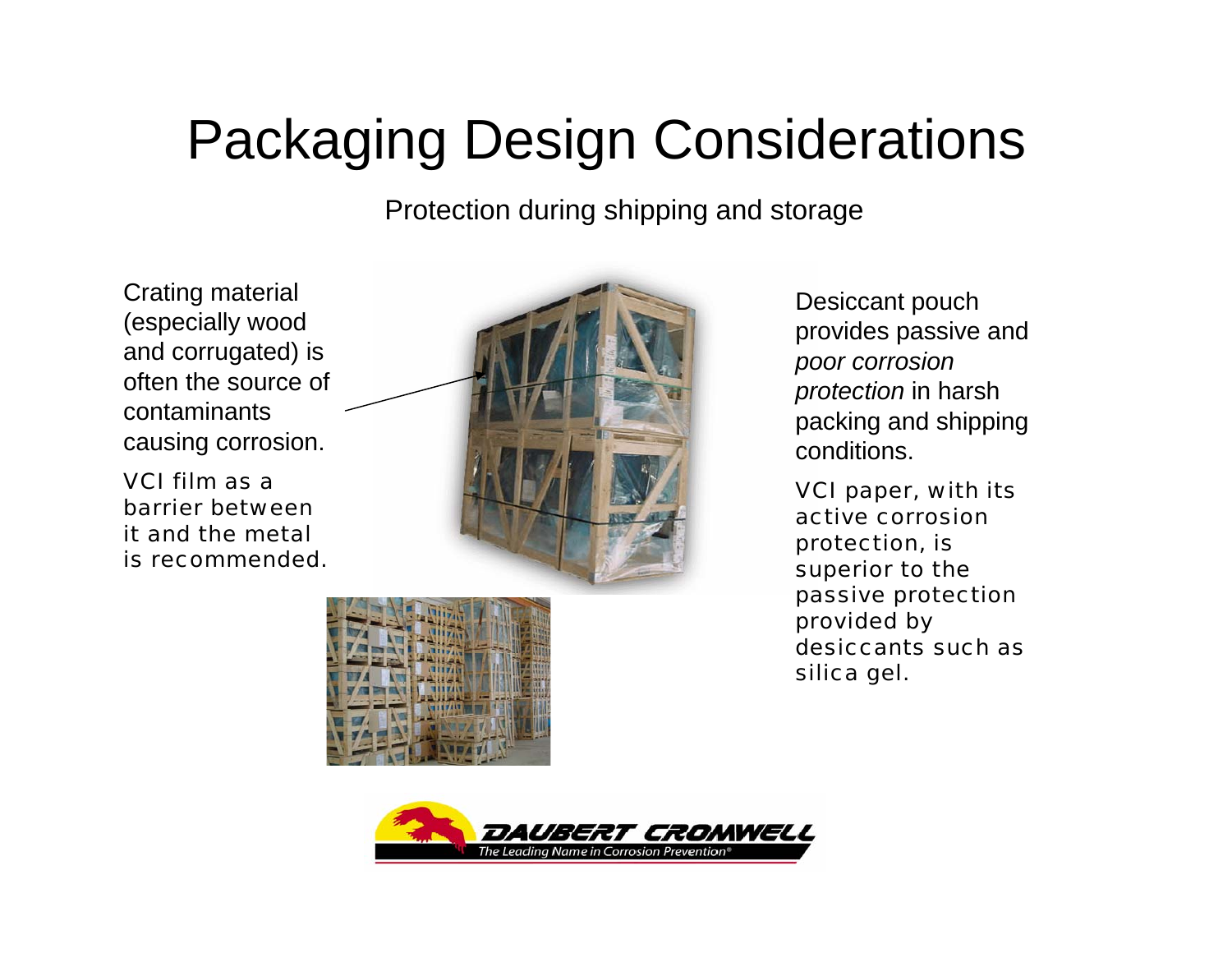# Packaging Design Considerations

Protection during shipping and storage

Crating material (especially wood and corrugated) is often the source of contaminants causing corrosion.

VCI film as a barrier between it and the metal is recommended.

Desiccant pouch provides passive and *poor corrosion protection* in harsh packing and shipping conditions.

VCI paper, with its active corrosion protection, is superior to the passive protection provided by desiccants such as silica gel.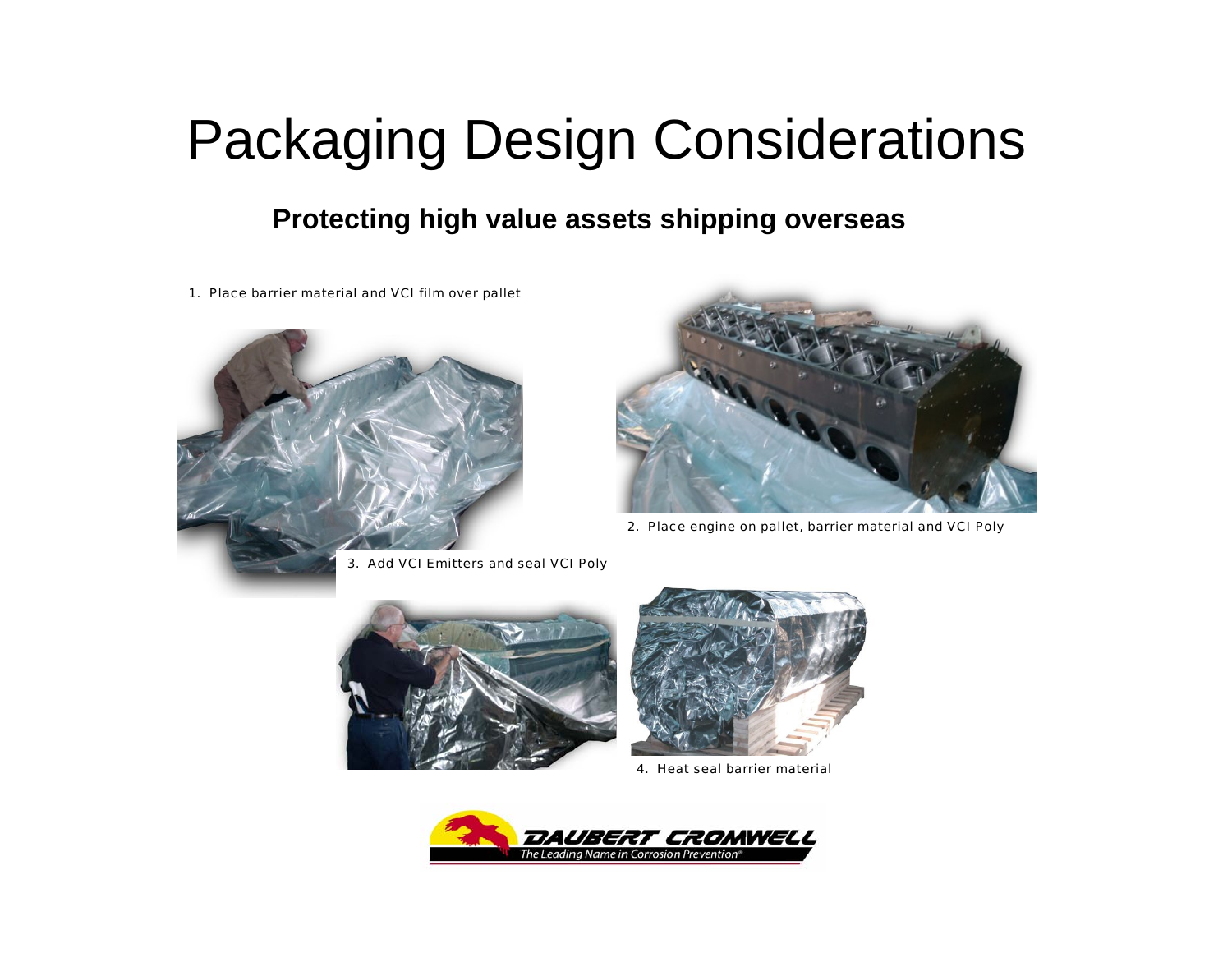# Packaging Design Considerations

## Protecting high value assets shipping overseas

1. Place barrier material and VCI film over pallet

2. Place engine on pallet, barrier material and VCI Poly

3. Add VCI Emitters and seal VCI Poly

4. Heat seal barrier material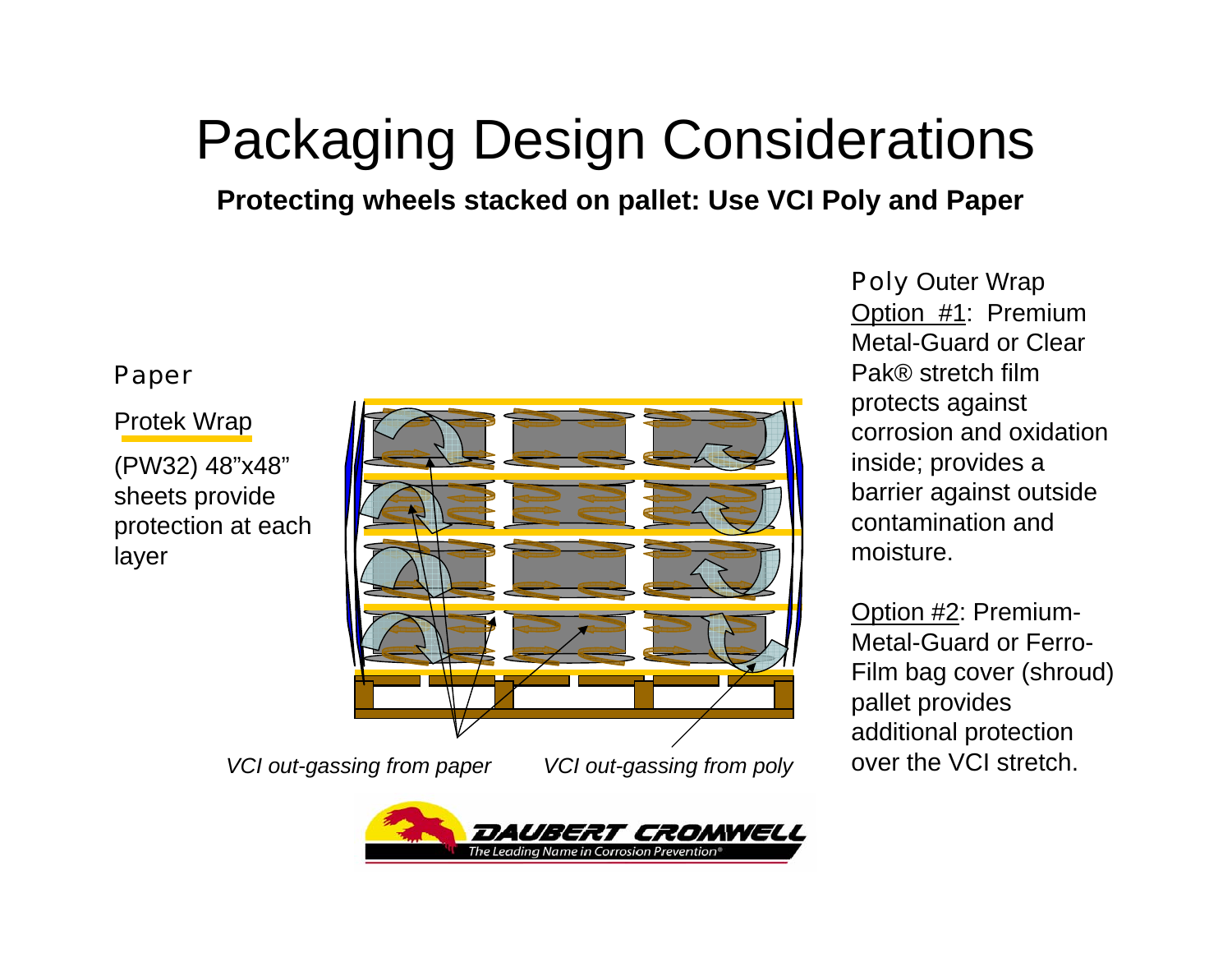# Packaging Design Considerations

**Protecting wheels stacked on pallet: Use VCI Poly and Paper**

Paper

Protek Wrap

(PW32) 48"x48" sheets provide protection at each layer

*VCI out-gassing from paper*

*VCI out-gassing from poly*

Poly Outer Wrap

Option #1: Premium Metal-Guard or Clear Pak® stretch film protects against corrosion and oxidation inside; provides a barrier against outside contamination and moisture.

Option #2: Premium-Metal-Guard or Ferro-Film bag cover (shroud) pallet provides additional protection over the VCI stretch.

DAUBERT CROMWELL

The Leading Name in Corrosion Prevention®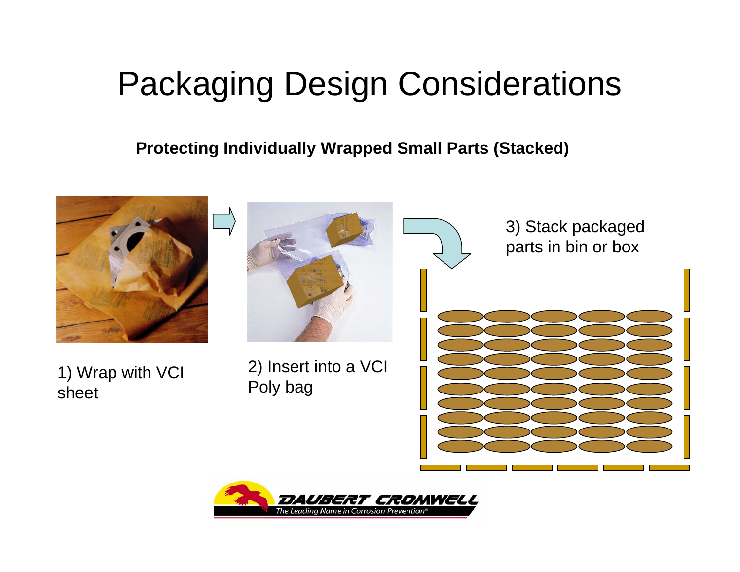# Packaging Design Considerations

**Protecting Individually Wrapped Small Parts (Stacked)**

1) Wrap with VCI sheet

2) Insert into a VCI Poly bag

3) Stack packaged parts in bin or box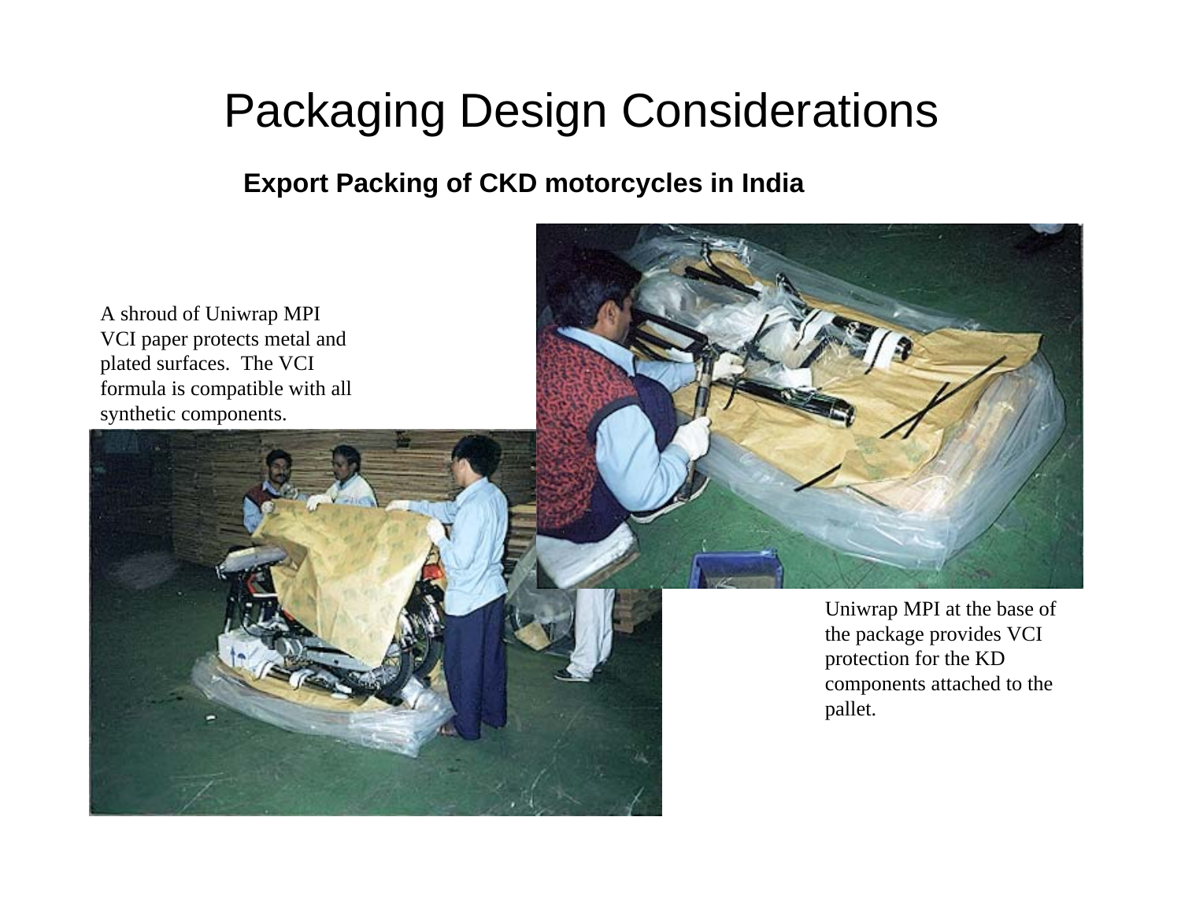# Packaging Design Considerations

**Export Packing of CKD motorcycles in India**

A shroud of Uniwrap MPI VCI paper protects metal and plated surfaces. The VCI formula is compatible with all synthetic components.

Uniwrap MPI at the base of the package provides VCI protection for the KD components attached to the pallet.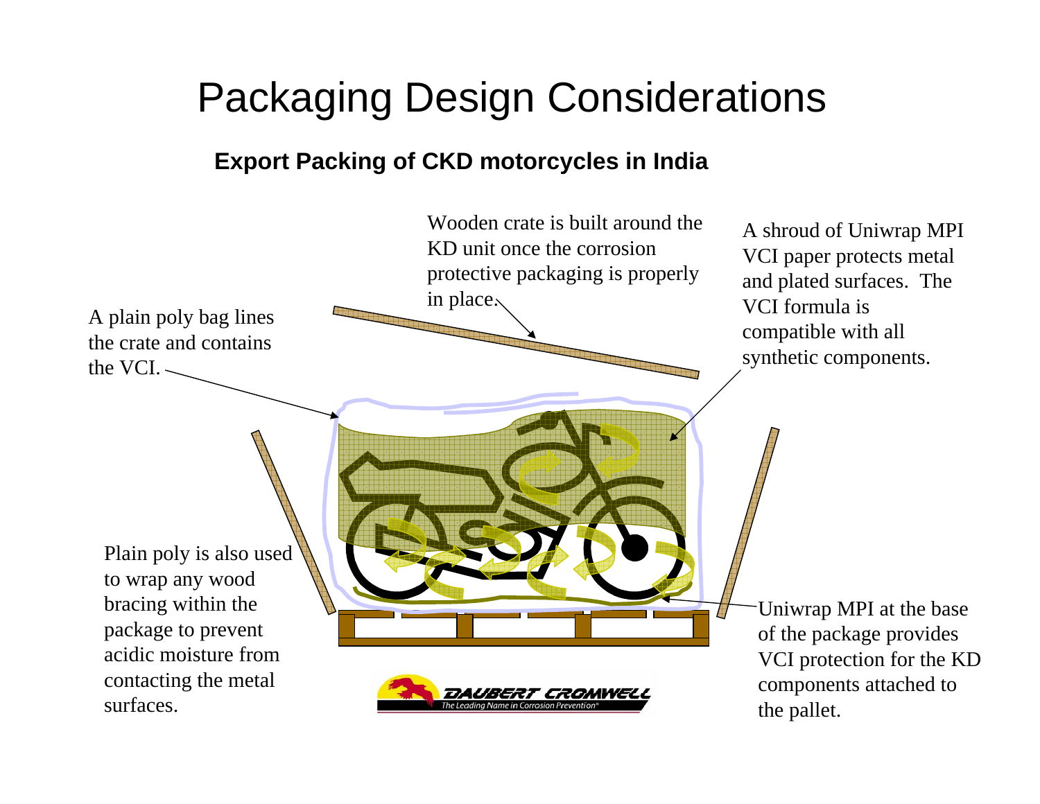# Packaging Design Considerations

**Export Packing of CKD motorcycles in India**

Wooden crate is built around the KD unit once the corrosion protective packaging is properly in place.

A shroud of Uniwrap MPI VCI paper protects metal and plated surfaces. The VCI formula is compatible with all synthetic components.

A plain poly bag lines the crate and contains the VCI.

Plain poly is also used to wrap any wood bracing within the package to prevent acidic moisture from contacting the metal surfaces.

Uniwrap MPI at the base of the package provides VCI protection for the KD components attached to the pallet.

DAUBERT CROMWELL
*The Leading Name in Corrosion Prevention®*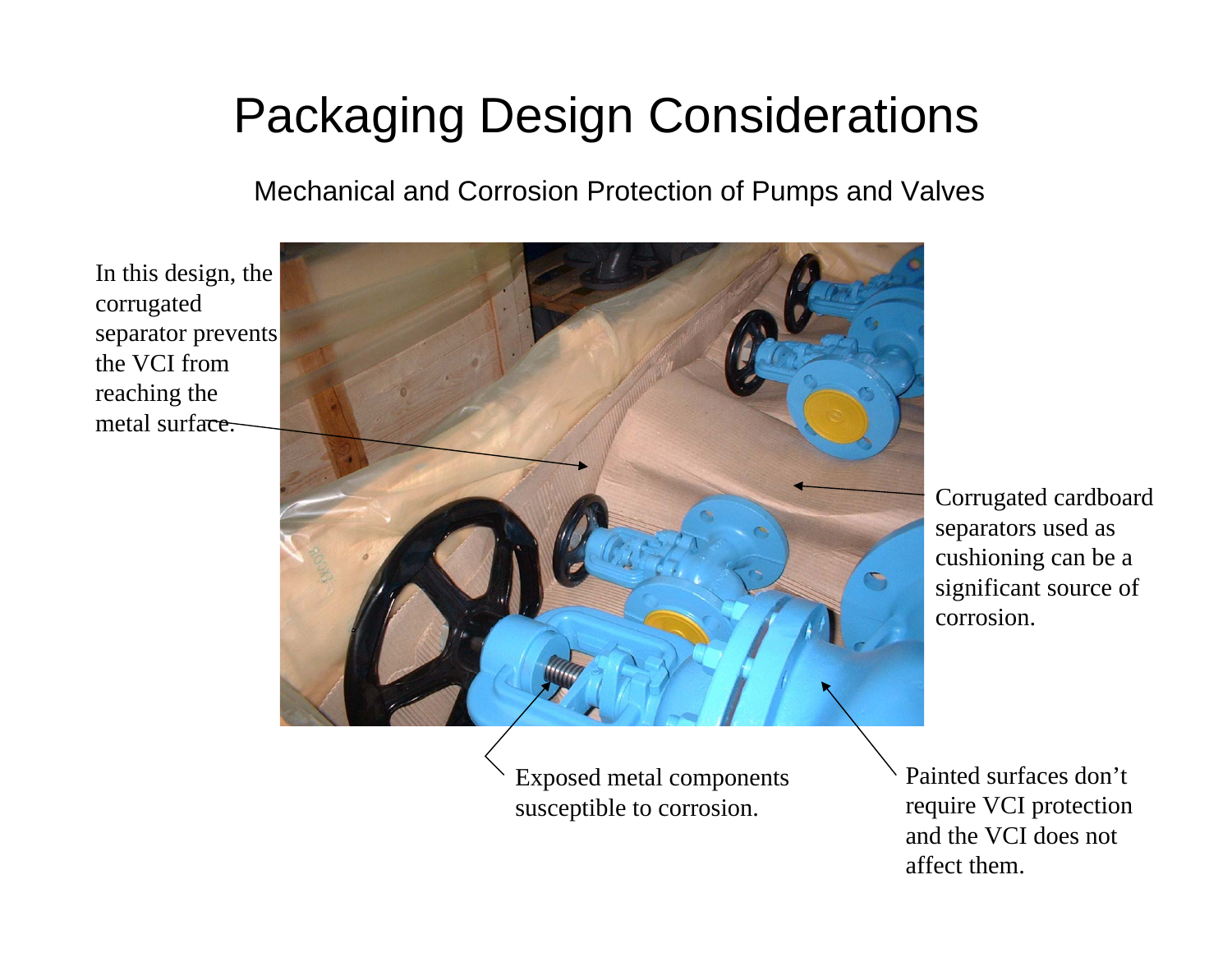# Packaging Design Considerations

Mechanical and Corrosion Protection of Pumps and Valves

In this design, the corrugated separator prevents the VCI from reaching the metal surface.

Corrugated cardboard separators used as cushioning can be a significant source of corrosion.

Exposed metal components susceptible to corrosion.

Painted surfaces don't require VCI protection and the VCI does not affect them.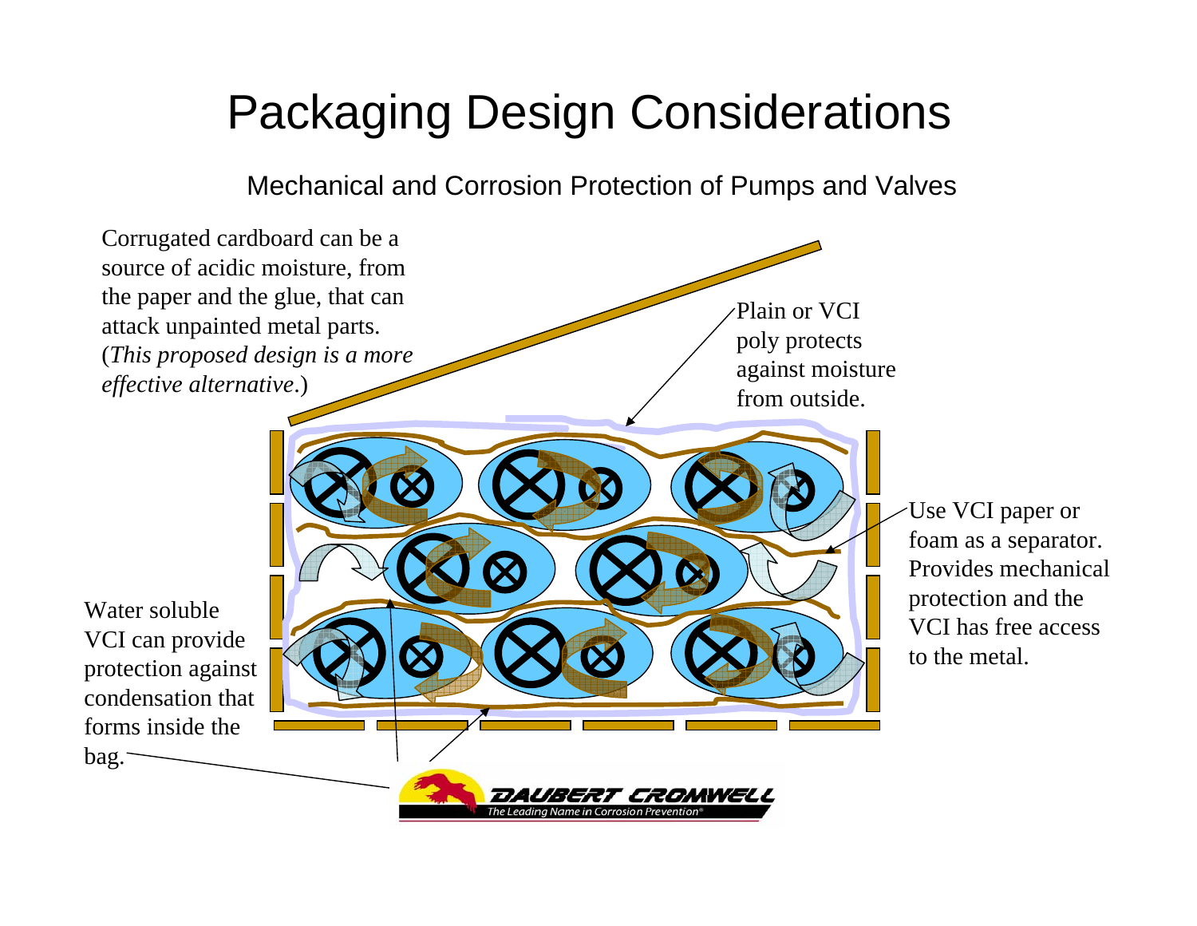# Packaging Design Considerations

Mechanical and Corrosion Protection of Pumps and Valves

Corrugated cardboard can be a source of acidic moisture, from the paper and the glue, that can attack unpainted metal parts. (*This proposed design is a more effective alternative*.)

Plain or VCI poly protects against moisture from outside.

Use VCI paper or foam as a separator. Provides mechanical protection and the VCI has free access to the metal.

Water soluble VCI can provide protection against condensation that forms inside the bag.

DAUBERT CROMWELL

The Leading Name in Corrosion Prevention®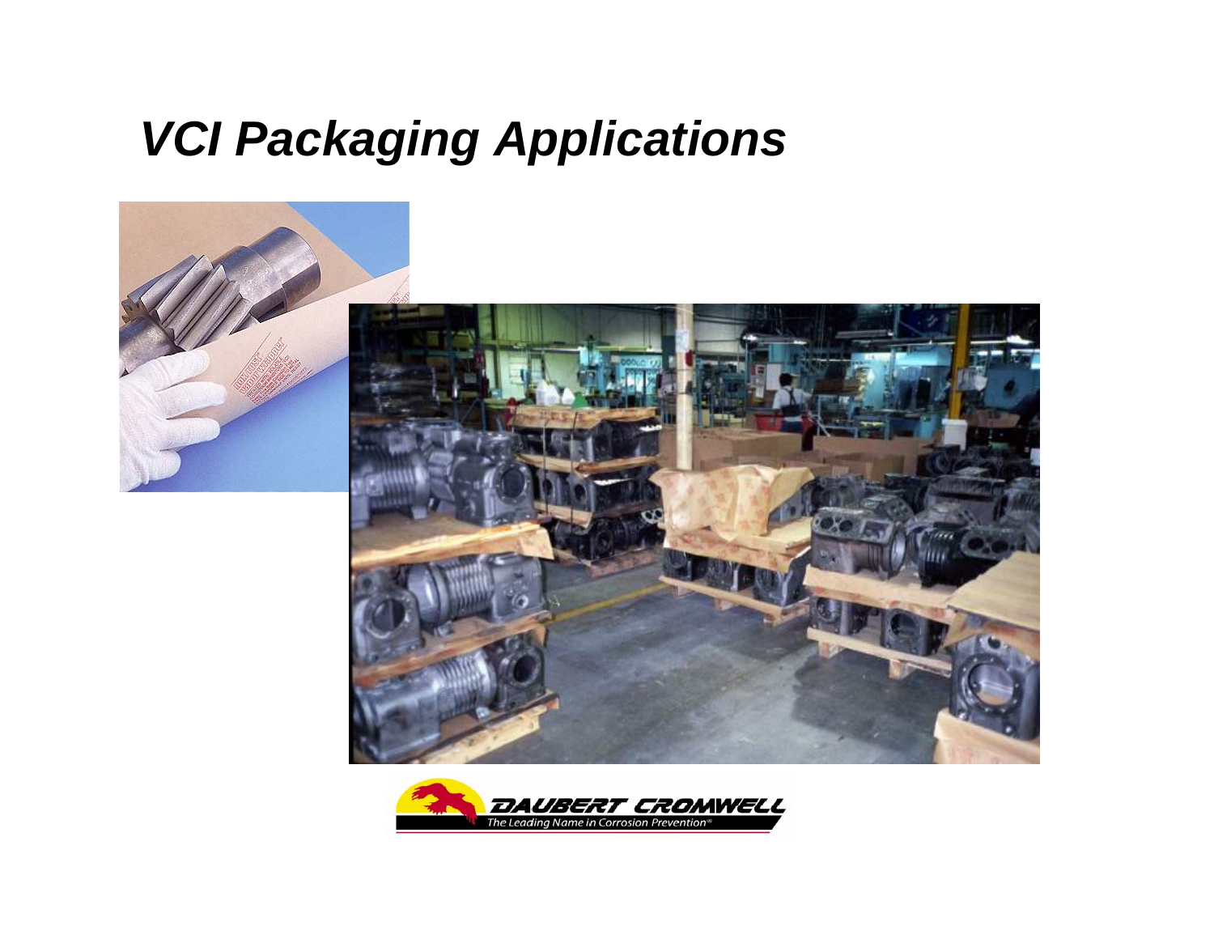# *VCI Packaging Applications*

DAUBERT CROMWELL

The Leading Name in Corrosion Prevention®